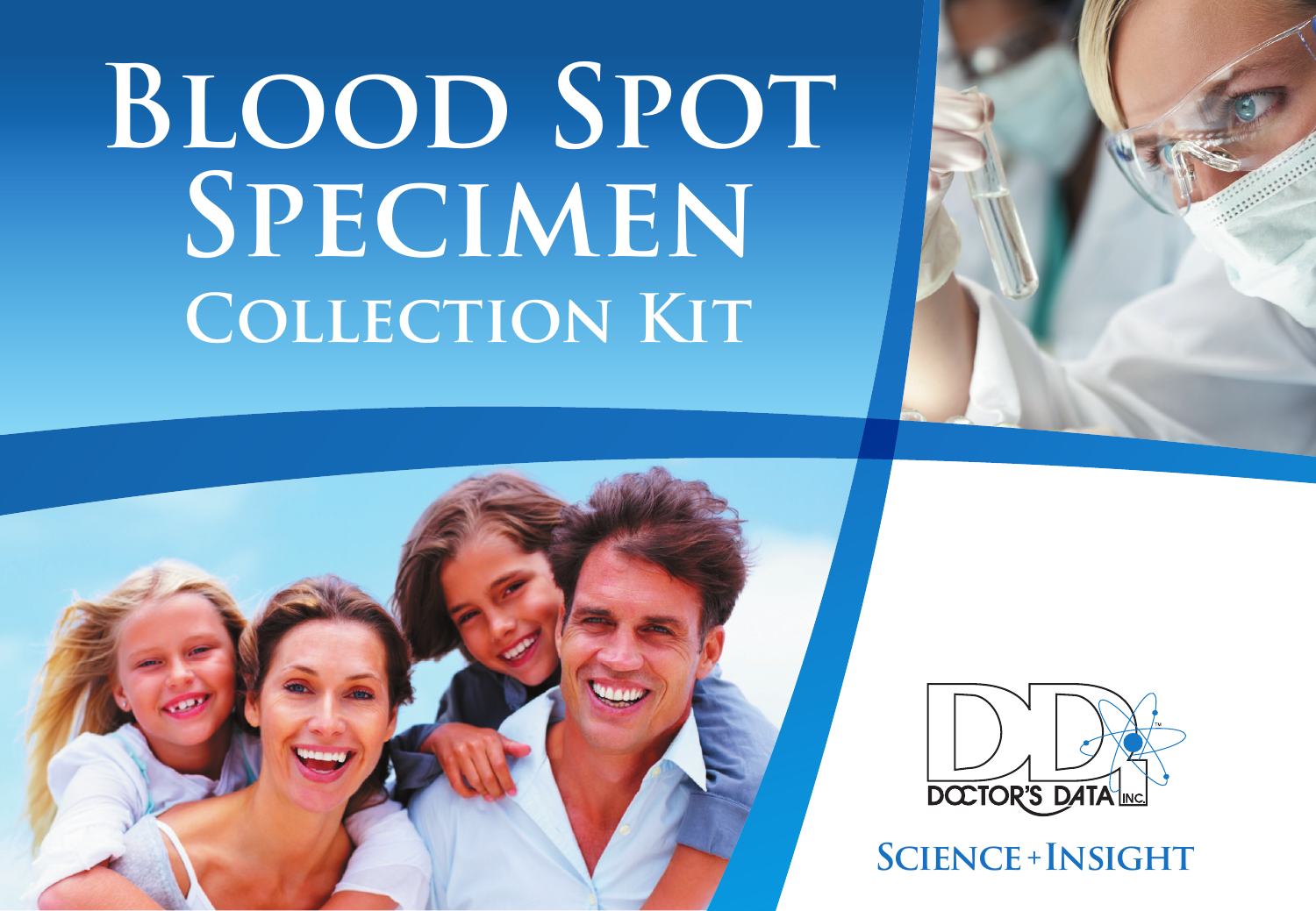# Blood Spot Specimen Collection Kit

DOCTOR'S DATA INC.

SCIENCE + INSIGHT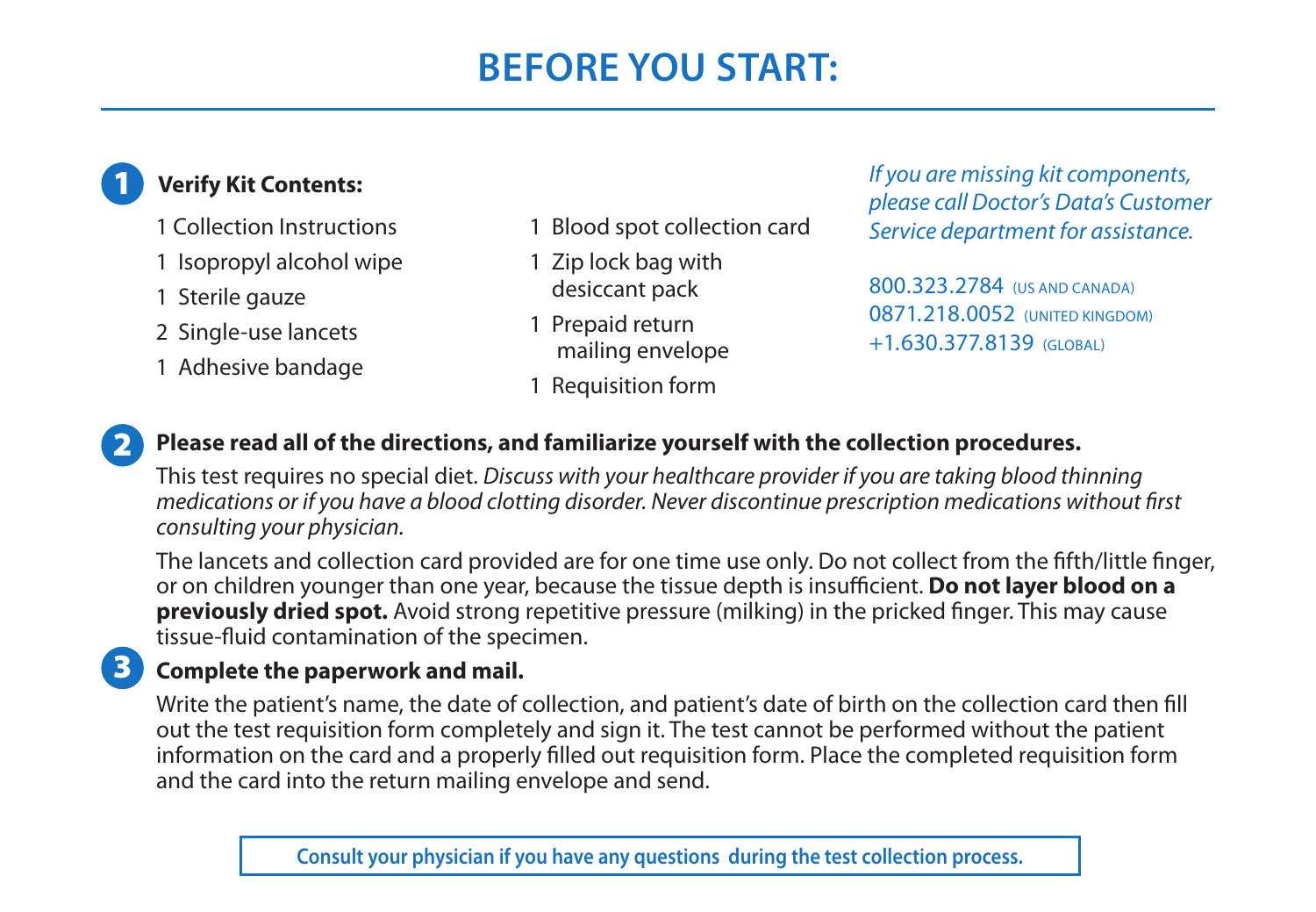# BEFORE YOU START:

## 1 Verify Kit Contents:

- 1 Collection Instructions
- 1 Isopropyl alcohol wipe
- 1 Sterile gauze
- 2 Single-use lancets
- 1 Adhesive bandage
- 1 Blood spot collection card
- 1 Zip lock bag with desiccant pack
- 1 Prepaid return mailing envelope
- 1 Requisition form

*If you are missing kit components, please call Doctor's Data's Customer Service department for assistance.*

800.323.2784 (US AND CANADA)
0871.218.0052 (UNITED KINGDOM)
+1.630.377.8139 (GLOBAL)

## 2 Please read all of the directions, and familiarize yourself with the collection procedures.

This test requires no special diet. *Discuss with your healthcare provider if you are taking blood thinning medications or if you have a blood clotting disorder. Never discontinue prescription medications without first consulting your physician.*

The lancets and collection card provided are for one time use only. Do not collect from the fifth/little finger, or on children younger than one year, because the tissue depth is insufficient. **Do not layer blood on a previously dried spot.** Avoid strong repetitive pressure (milking) in the pricked finger. This may cause tissue-fluid contamination of the specimen.

## 3 Complete the paperwork and mail.

Write the patient's name, the date of collection, and patient's date of birth on the collection card then fill out the test requisition form completely and sign it. The test cannot be performed without the patient information on the card and a properly filled out requisition form. Place the completed requisition form and the card into the return mailing envelope and send.

**Consult your physician if you have any questions during the test collection process.**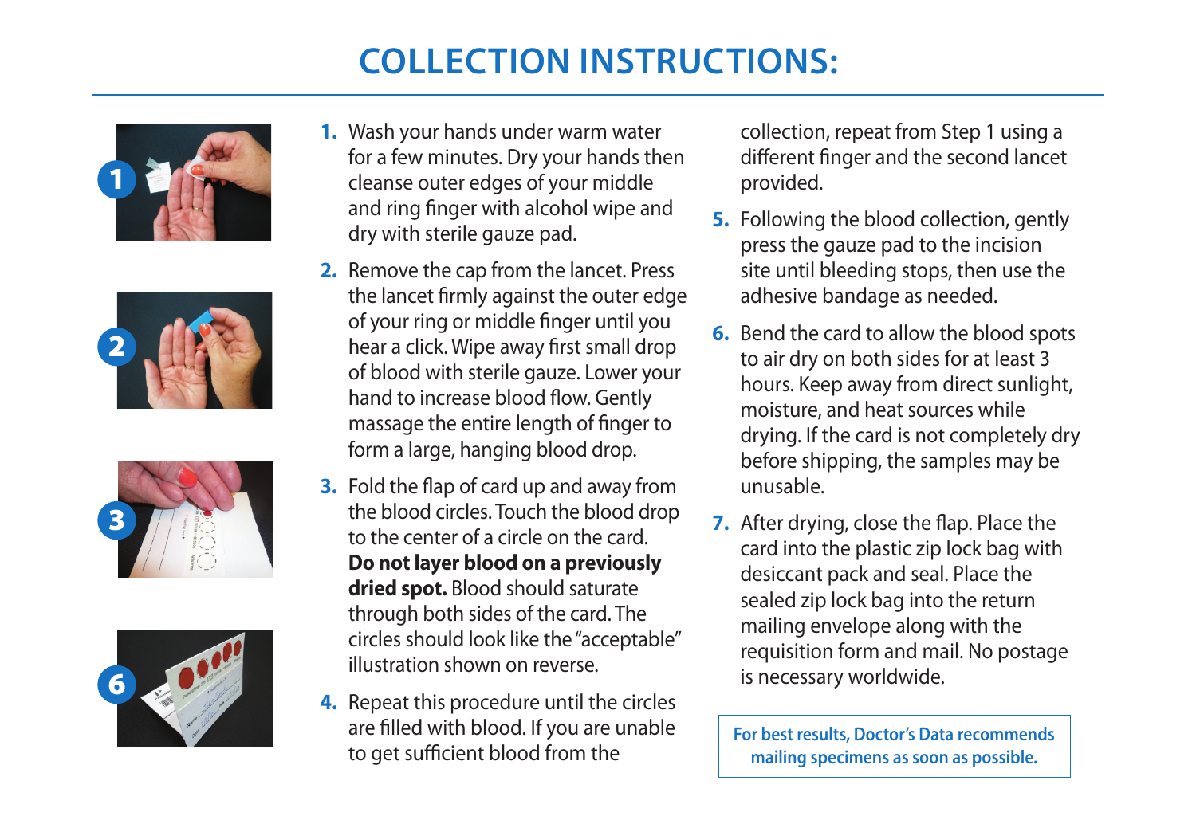# COLLECTION INSTRUCTIONS:

1. Wash your hands under warm water for a few minutes. Dry your hands then cleanse outer edges of your middle and ring finger with alcohol wipe and dry with sterile gauze pad.
2. Remove the cap from the lancet. Press the lancet firmly against the outer edge of your ring or middle finger until you hear a click. Wipe away first small drop of blood with sterile gauze. Lower your hand to increase blood flow. Gently massage the entire length of finger to form a large, hanging blood drop.
3. Fold the flap of card up and away from the blood circles. Touch the blood drop to the center of a circle on the card. **Do not layer blood on a previously dried spot.** Blood should saturate through both sides of the card. The circles should look like the "acceptable" illustration shown on reverse.
4. Repeat this procedure until the circles are filled with blood. If you are unable to get sufficient blood from the collection, repeat from Step 1 using a different finger and the second lancet provided.
5. Following the blood collection, gently press the gauze pad to the incision site until bleeding stops, then use the adhesive bandage as needed.
6. Bend the card to allow the blood spots to air dry on both sides for at least 3 hours. Keep away from direct sunlight, moisture, and heat sources while drying. If the card is not completely dry before shipping, the samples may be unusable.
7. After drying, close the flap. Place the card into the plastic zip lock bag with desiccant pack and seal. Place the sealed zip lock bag into the return mailing envelope along with the requisition form and mail. No postage is necessary worldwide.

**For best results, Doctor's Data recommends mailing specimens as soon as possible.**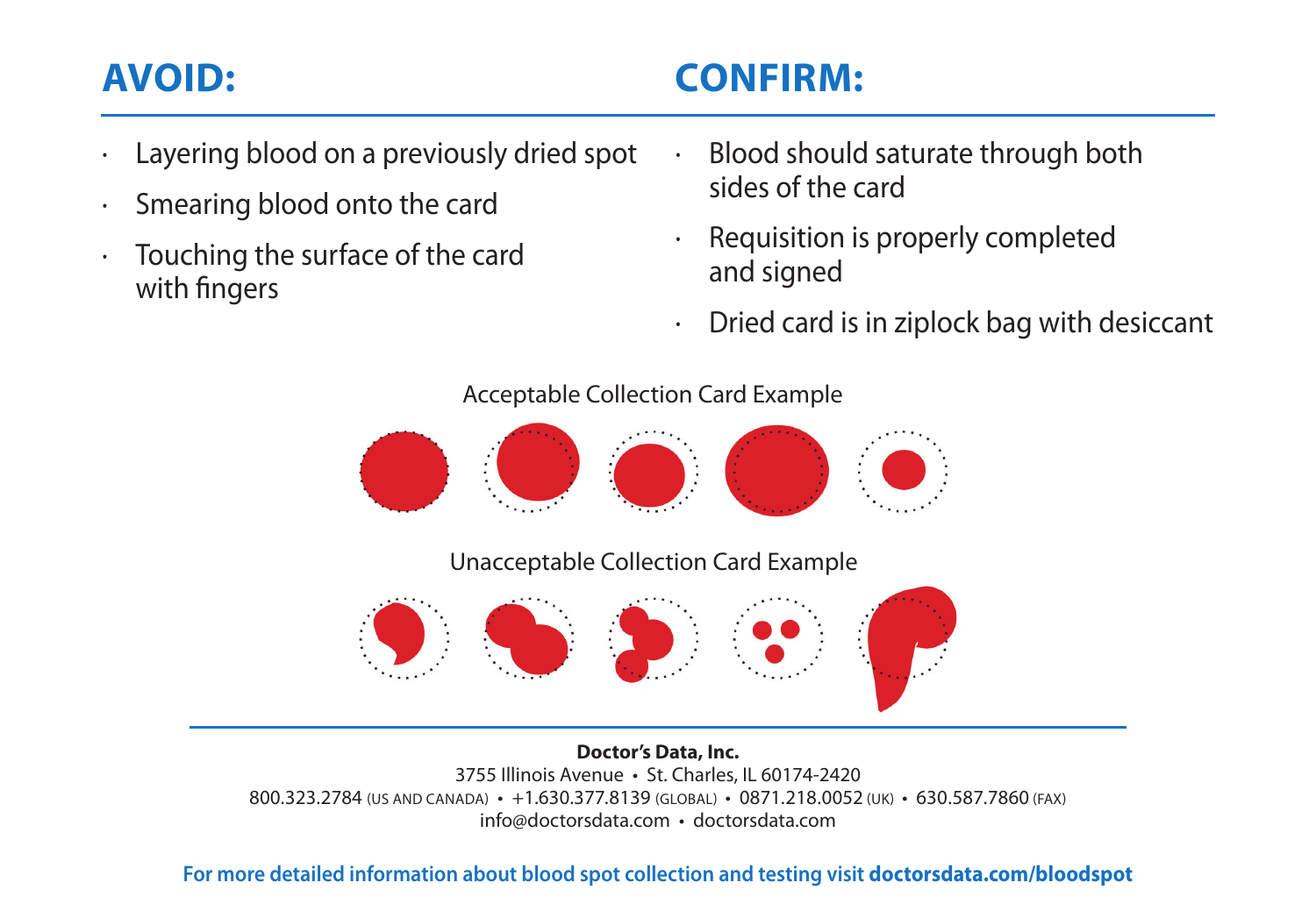## AVOID:

- Layering blood on a previously dried spot
- Smearing blood onto the card
- Touching the surface of the card with fingers

## CONFIRM:

- Blood should saturate through both sides of the card
- Requisition is properly completed and signed
- Dried card is in ziplock bag with desiccant

Acceptable Collection Card Example

Unacceptable Collection Card Example

**Doctor's Data, Inc.**
3755 Illinois Avenue • St. Charles, IL 60174-2420
800.323.2784 (US AND CANADA) • +1.630.377.8139 (GLOBAL) • 0871.218.0052 (UK) • 630.587.7860 (FAX)
info@doctorsdata.com • doctorsdata.com

For more detailed information about blood spot collection and testing visit **doctorsdata.com/bloodspot**